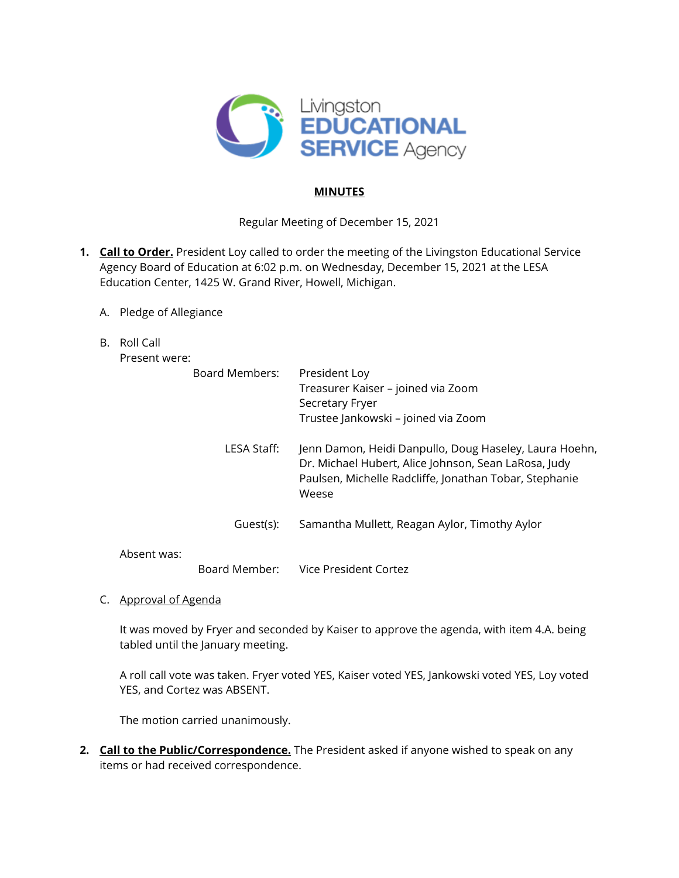Livingston EDUCATIONAL SERVICE Agency

## MINUTES

Regular Meeting of December 15, 2021

1. **Call to Order.** President Loy called to order the meeting of the Livingston Educational Service Agency Board of Education at 6:02 p.m. on Wednesday, December 15, 2021 at the LESA Education Center, 1425 W. Grand River, Howell, Michigan.

   A. Pledge of Allegiance

   B. Roll Call

   Present were:

   | | |
   |---|---|
   | Board Members: | President Loy<br>Treasurer Kaiser – joined via Zoom<br>Secretary Fryer<br>Trustee Jankowski – joined via Zoom |
   | LESA Staff: | Jenn Damon, Heidi Danpullo, Doug Haseley, Laura Hoehn, Dr. Michael Hubert, Alice Johnson, Sean LaRosa, Judy Paulsen, Michelle Radcliffe, Jonathan Tobar, Stephanie Weese |
   | Guest(s): | Samantha Mullett, Reagan Aylor, Timothy Aylor |

   Absent was:

   | | |
   |---|---|
   | Board Member: | Vice President Cortez |

   C. Approval of Agenda

   It was moved by Fryer and seconded by Kaiser to approve the agenda, with item 4.A. being tabled until the January meeting.

   A roll call vote was taken. Fryer voted YES, Kaiser voted YES, Jankowski voted YES, Loy voted YES, and Cortez was ABSENT.

   The motion carried unanimously.

2. **Call to the Public/Correspondence.** The President asked if anyone wished to speak on any items or had received correspondence.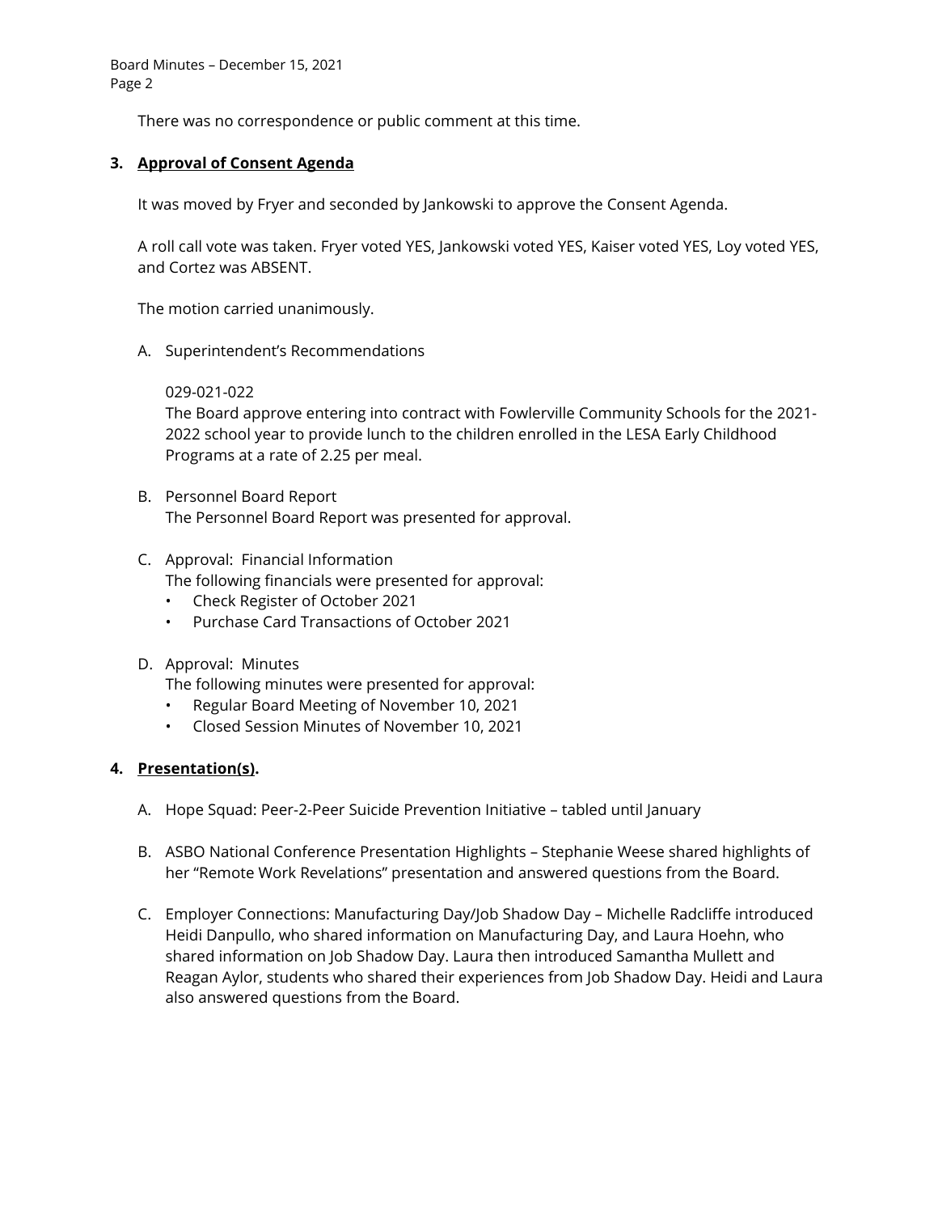There was no correspondence or public comment at this time.

**3. Approval of Consent Agenda**

It was moved by Fryer and seconded by Jankowski to approve the Consent Agenda.

A roll call vote was taken. Fryer voted YES, Jankowski voted YES, Kaiser voted YES, Loy voted YES, and Cortez was ABSENT.

The motion carried unanimously.

A. Superintendent's Recommendations

   029-021-022
   The Board approve entering into contract with Fowlerville Community Schools for the 2021-2022 school year to provide lunch to the children enrolled in the LESA Early Childhood Programs at a rate of 2.25 per meal.

B. Personnel Board Report
   The Personnel Board Report was presented for approval.

C. Approval: Financial Information
   The following financials were presented for approval:
   - Check Register of October 2021
   - Purchase Card Transactions of October 2021

D. Approval: Minutes
   The following minutes were presented for approval:
   - Regular Board Meeting of November 10, 2021
   - Closed Session Minutes of November 10, 2021

**4. Presentation(s).**

A. Hope Squad: Peer-2-Peer Suicide Prevention Initiative – tabled until January

B. ASBO National Conference Presentation Highlights – Stephanie Weese shared highlights of her "Remote Work Revelations" presentation and answered questions from the Board.

C. Employer Connections: Manufacturing Day/Job Shadow Day – Michelle Radcliffe introduced Heidi Danpullo, who shared information on Manufacturing Day, and Laura Hoehn, who shared information on Job Shadow Day. Laura then introduced Samantha Mullett and Reagan Aylor, students who shared their experiences from Job Shadow Day. Heidi and Laura also answered questions from the Board.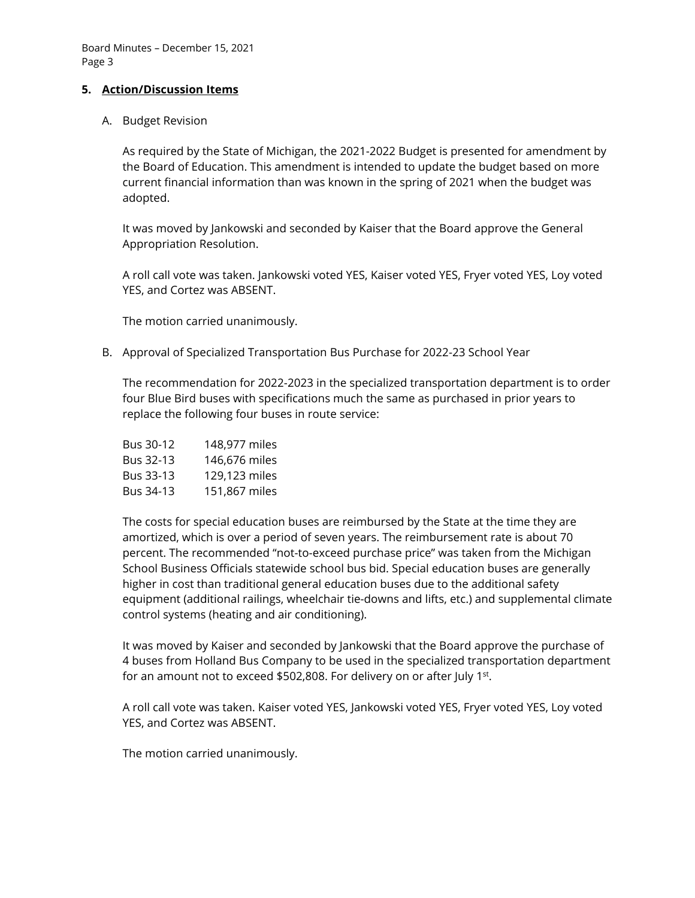## 5. Action/Discussion Items

A. Budget Revision

As required by the State of Michigan, the 2021-2022 Budget is presented for amendment by the Board of Education. This amendment is intended to update the budget based on more current financial information than was known in the spring of 2021 when the budget was adopted.

It was moved by Jankowski and seconded by Kaiser that the Board approve the General Appropriation Resolution.

A roll call vote was taken. Jankowski voted YES, Kaiser voted YES, Fryer voted YES, Loy voted YES, and Cortez was ABSENT.

The motion carried unanimously.

B. Approval of Specialized Transportation Bus Purchase for 2022-23 School Year

The recommendation for 2022-2023 in the specialized transportation department is to order four Blue Bird buses with specifications much the same as purchased in prior years to replace the following four buses in route service:

| | |
|---|---|
| Bus 30-12 | 148,977 miles |
| Bus 32-13 | 146,676 miles |
| Bus 33-13 | 129,123 miles |
| Bus 34-13 | 151,867 miles |

The costs for special education buses are reimbursed by the State at the time they are amortized, which is over a period of seven years. The reimbursement rate is about 70 percent. The recommended "not-to-exceed purchase price" was taken from the Michigan School Business Officials statewide school bus bid. Special education buses are generally higher in cost than traditional general education buses due to the additional safety equipment (additional railings, wheelchair tie-downs and lifts, etc.) and supplemental climate control systems (heating and air conditioning).

It was moved by Kaiser and seconded by Jankowski that the Board approve the purchase of 4 buses from Holland Bus Company to be used in the specialized transportation department for an amount not to exceed $502,808. For delivery on or after July 1st.

A roll call vote was taken. Kaiser voted YES, Jankowski voted YES, Fryer voted YES, Loy voted YES, and Cortez was ABSENT.

The motion carried unanimously.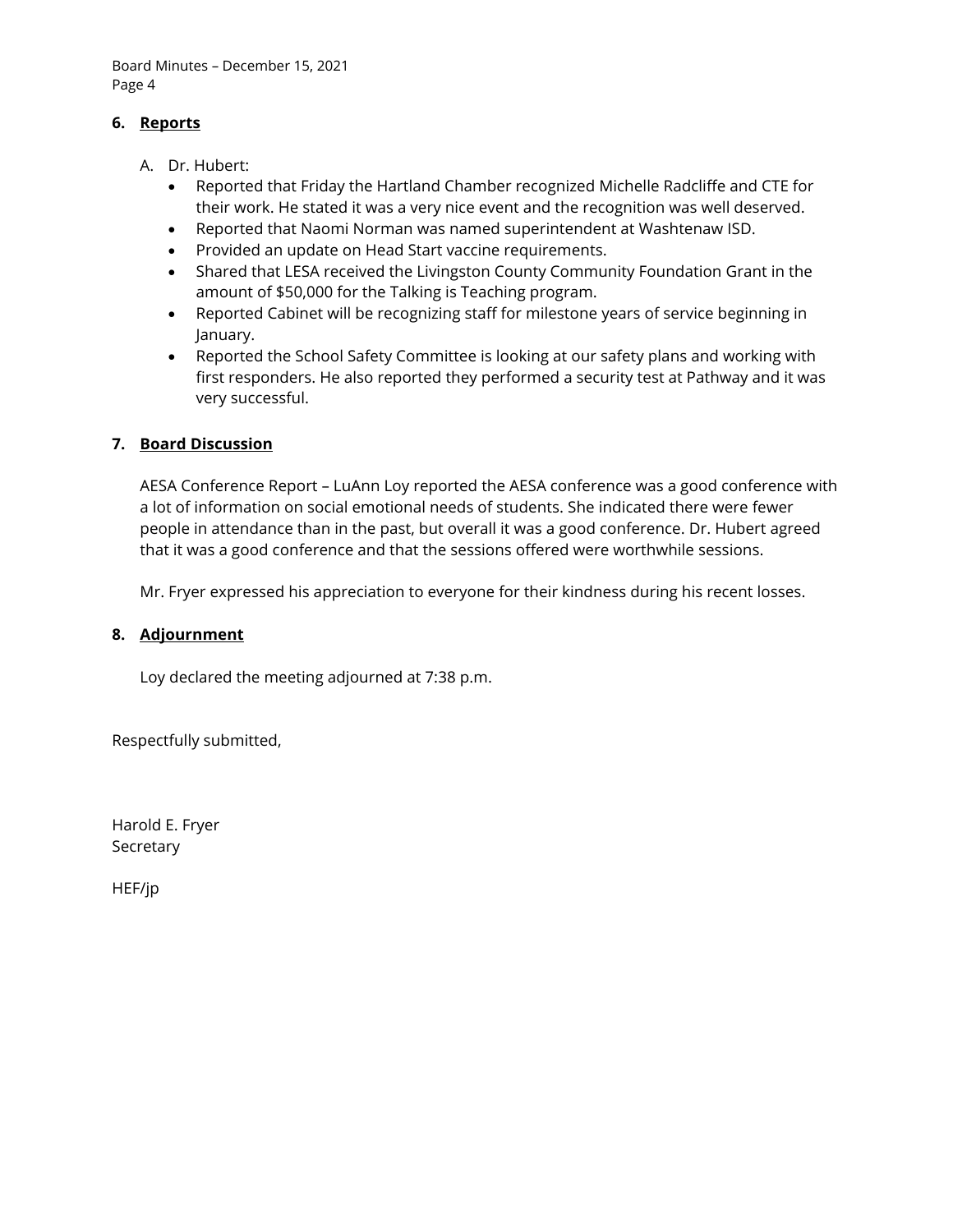## 6. Reports

A. Dr. Hubert:

- Reported that Friday the Hartland Chamber recognized Michelle Radcliffe and CTE for their work. He stated it was a very nice event and the recognition was well deserved.
- Reported that Naomi Norman was named superintendent at Washtenaw ISD.
- Provided an update on Head Start vaccine requirements.
- Shared that LESA received the Livingston County Community Foundation Grant in the amount of $50,000 for the Talking is Teaching program.
- Reported Cabinet will be recognizing staff for milestone years of service beginning in January.
- Reported the School Safety Committee is looking at our safety plans and working with first responders. He also reported they performed a security test at Pathway and it was very successful.

## 7. Board Discussion

AESA Conference Report – LuAnn Loy reported the AESA conference was a good conference with a lot of information on social emotional needs of students. She indicated there were fewer people in attendance than in the past, but overall it was a good conference. Dr. Hubert agreed that it was a good conference and that the sessions offered were worthwhile sessions.

Mr. Fryer expressed his appreciation to everyone for their kindness during his recent losses.

## 8. Adjournment

Loy declared the meeting adjourned at 7:38 p.m.

Respectfully submitted,

Harold E. Fryer
Secretary

HEF/jp